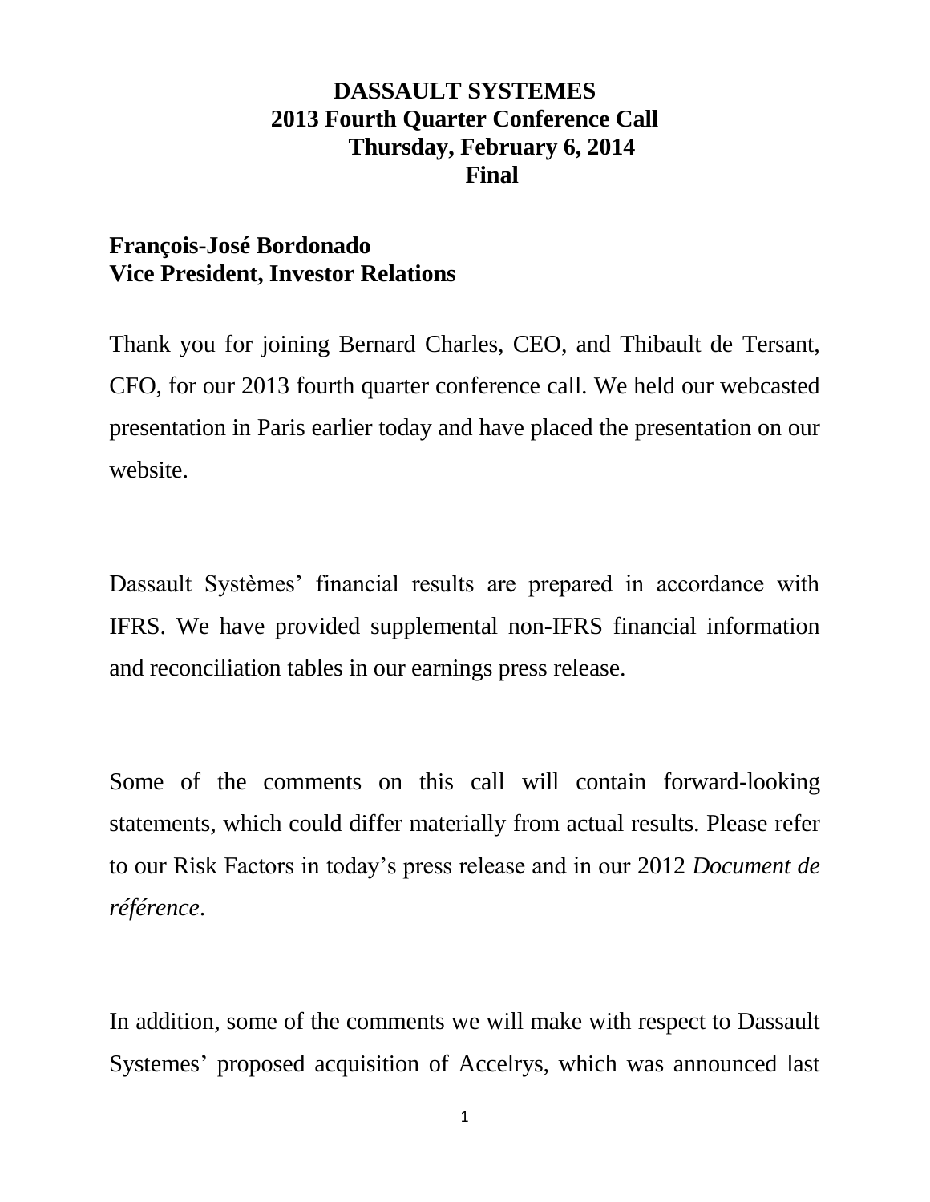# DASSAULT SYSTEMES
## 2013 Fourth Quarter Conference Call
## Thursday, February 6, 2014
## Final

**François-José Bordonado**
**Vice President, Investor Relations**

Thank you for joining Bernard Charles, CEO, and Thibault de Tersant, CFO, for our 2013 fourth quarter conference call. We held our webcasted presentation in Paris earlier today and have placed the presentation on our website.

Dassault Systèmes' financial results are prepared in accordance with IFRS. We have provided supplemental non-IFRS financial information and reconciliation tables in our earnings press release.

Some of the comments on this call will contain forward-looking statements, which could differ materially from actual results. Please refer to our Risk Factors in today's press release and in our 2012 *Document de référence*.

In addition, some of the comments we will make with respect to Dassault Systemes' proposed acquisition of Accelrys, which was announced last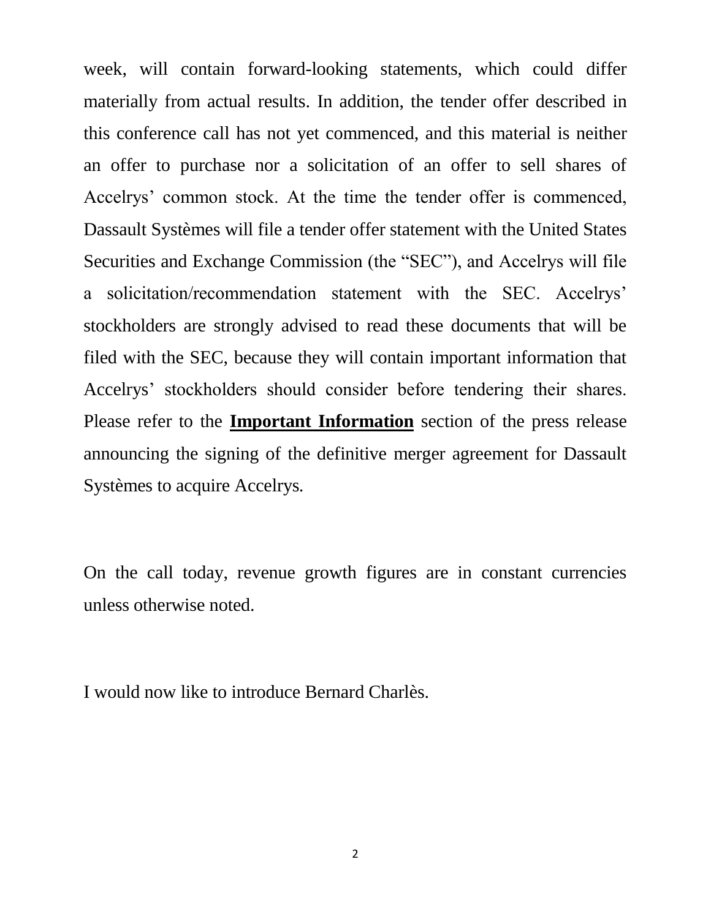week, will contain forward-looking statements, which could differ materially from actual results. In addition, the tender offer described in this conference call has not yet commenced, and this material is neither an offer to purchase nor a solicitation of an offer to sell shares of Accelrys' common stock. At the time the tender offer is commenced, Dassault Systèmes will file a tender offer statement with the United States Securities and Exchange Commission (the "SEC"), and Accelrys will file a solicitation/recommendation statement with the SEC. Accelrys' stockholders are strongly advised to read these documents that will be filed with the SEC, because they will contain important information that Accelrys' stockholders should consider before tendering their shares. Please refer to the **Important Information** section of the press release announcing the signing of the definitive merger agreement for Dassault Systèmes to acquire Accelrys.

On the call today, revenue growth figures are in constant currencies unless otherwise noted.

I would now like to introduce Bernard Charlès.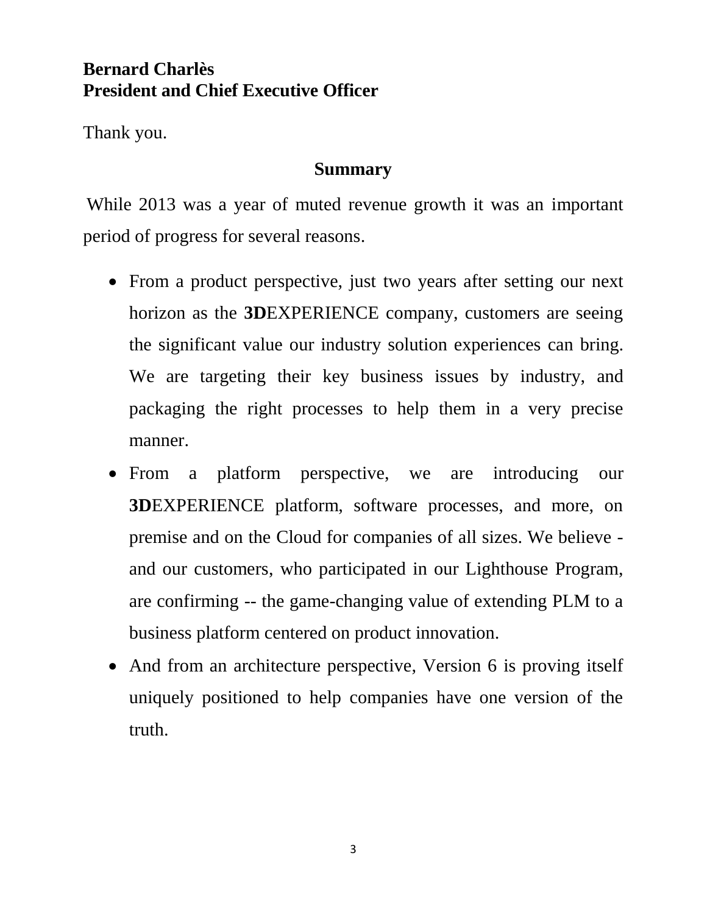**Bernard Charlès**
**President and Chief Executive Officer**

Thank you.

## Summary

While 2013 was a year of muted revenue growth it was an important period of progress for several reasons.

- From a product perspective, just two years after setting our next horizon as the **3D**EXPERIENCE company, customers are seeing the significant value our industry solution experiences can bring. We are targeting their key business issues by industry, and packaging the right processes to help them in a very precise manner.
- From a platform perspective, we are introducing our **3D**EXPERIENCE platform, software processes, and more, on premise and on the Cloud for companies of all sizes. We believe - and our customers, who participated in our Lighthouse Program, are confirming -- the game-changing value of extending PLM to a business platform centered on product innovation.
- And from an architecture perspective, Version 6 is proving itself uniquely positioned to help companies have one version of the truth.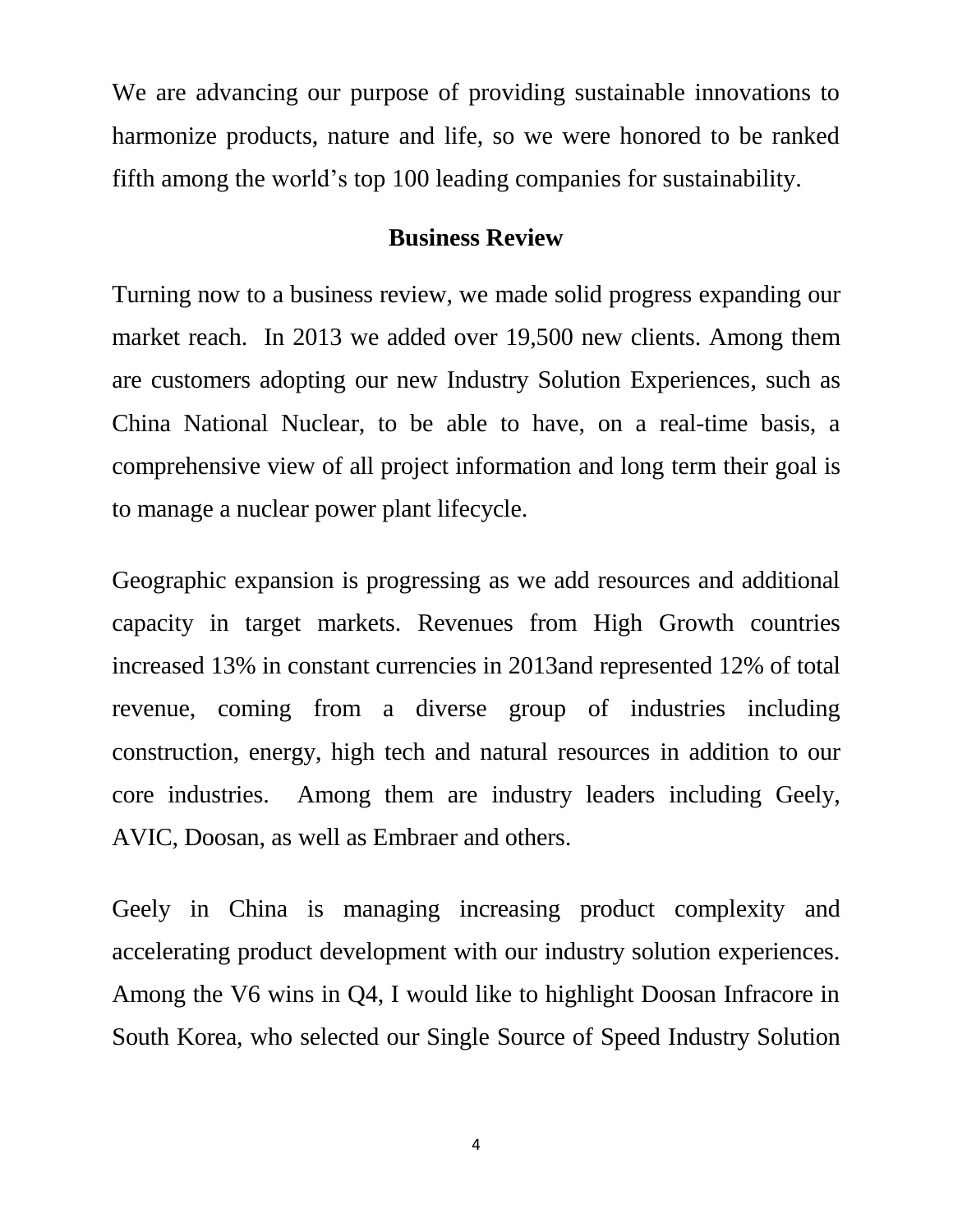We are advancing our purpose of providing sustainable innovations to harmonize products, nature and life, so we were honored to be ranked fifth among the world's top 100 leading companies for sustainability.

## Business Review

Turning now to a business review, we made solid progress expanding our market reach. In 2013 we added over 19,500 new clients. Among them are customers adopting our new Industry Solution Experiences, such as China National Nuclear, to be able to have, on a real-time basis, a comprehensive view of all project information and long term their goal is to manage a nuclear power plant lifecycle.

Geographic expansion is progressing as we add resources and additional capacity in target markets. Revenues from High Growth countries increased 13% in constant currencies in 2013and represented 12% of total revenue, coming from a diverse group of industries including construction, energy, high tech and natural resources in addition to our core industries. Among them are industry leaders including Geely, AVIC, Doosan, as well as Embraer and others.

Geely in China is managing increasing product complexity and accelerating product development with our industry solution experiences. Among the V6 wins in Q4, I would like to highlight Doosan Infracore in South Korea, who selected our Single Source of Speed Industry Solution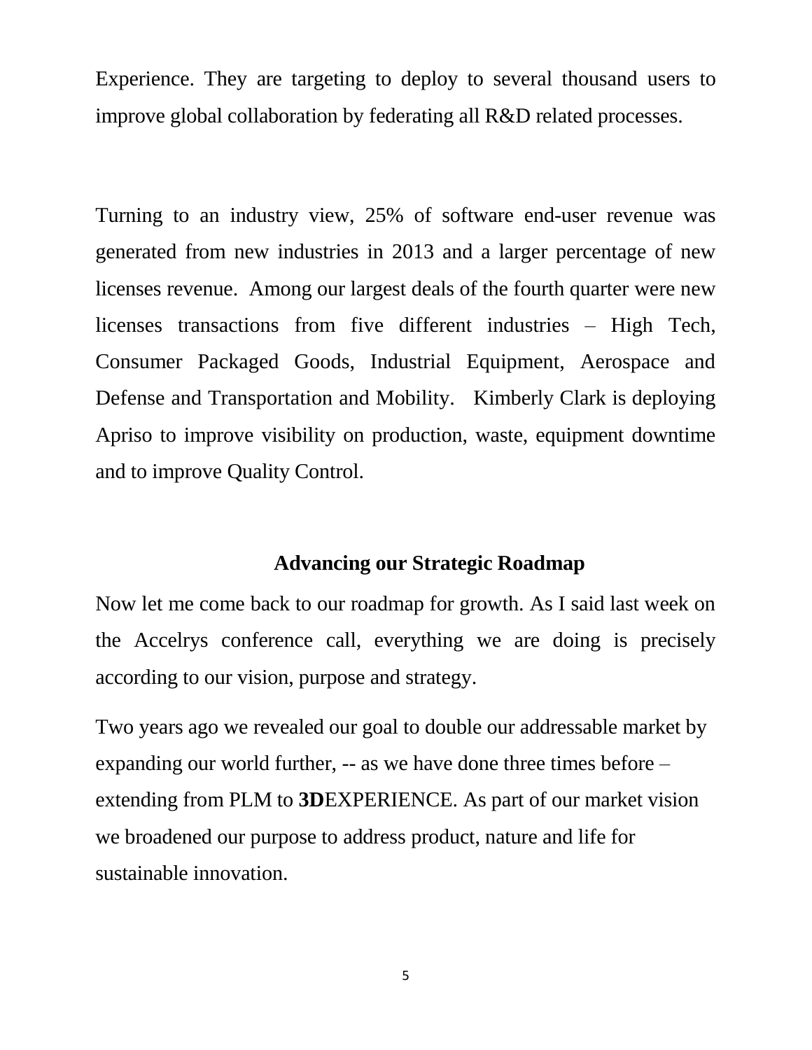Experience. They are targeting to deploy to several thousand users to improve global collaboration by federating all R&D related processes.

Turning to an industry view, 25% of software end-user revenue was generated from new industries in 2013 and a larger percentage of new licenses revenue. Among our largest deals of the fourth quarter were new licenses transactions from five different industries – High Tech, Consumer Packaged Goods, Industrial Equipment, Aerospace and Defense and Transportation and Mobility. Kimberly Clark is deploying Apriso to improve visibility on production, waste, equipment downtime and to improve Quality Control.

## Advancing our Strategic Roadmap

Now let me come back to our roadmap for growth. As I said last week on the Accelrys conference call, everything we are doing is precisely according to our vision, purpose and strategy.

Two years ago we revealed our goal to double our addressable market by expanding our world further, -- as we have done three times before – extending from PLM to **3D**EXPERIENCE. As part of our market vision we broadened our purpose to address product, nature and life for sustainable innovation.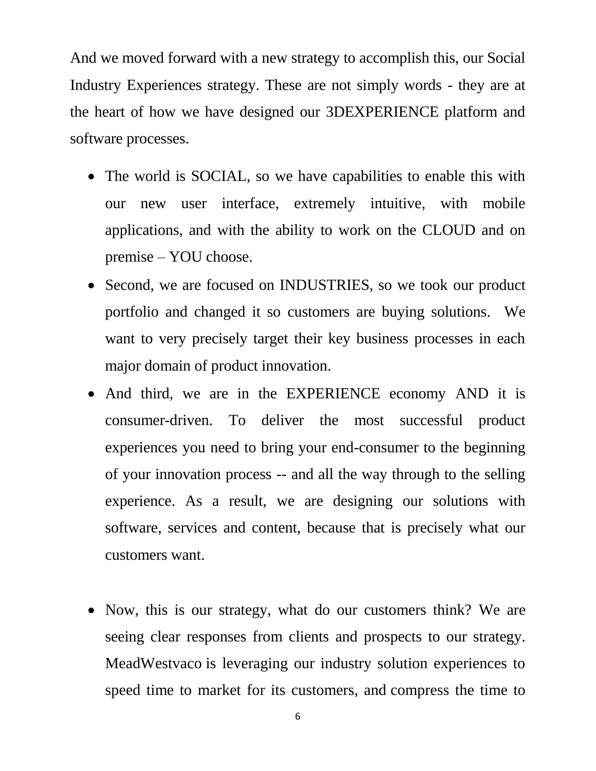And we moved forward with a new strategy to accomplish this, our Social Industry Experiences strategy. These are not simply words - they are at the heart of how we have designed our 3DEXPERIENCE platform and software processes.

- The world is SOCIAL, so we have capabilities to enable this with our new user interface, extremely intuitive, with mobile applications, and with the ability to work on the CLOUD and on premise – YOU choose.
- Second, we are focused on INDUSTRIES, so we took our product portfolio and changed it so customers are buying solutions. We want to very precisely target their key business processes in each major domain of product innovation.
- And third, we are in the EXPERIENCE economy AND it is consumer-driven. To deliver the most successful product experiences you need to bring your end-consumer to the beginning of your innovation process -- and all the way through to the selling experience. As a result, we are designing our solutions with software, services and content, because that is precisely what our customers want.

- Now, this is our strategy, what do our customers think? We are seeing clear responses from clients and prospects to our strategy. MeadWestvaco is leveraging our industry solution experiences to speed time to market for its customers, and compress the time to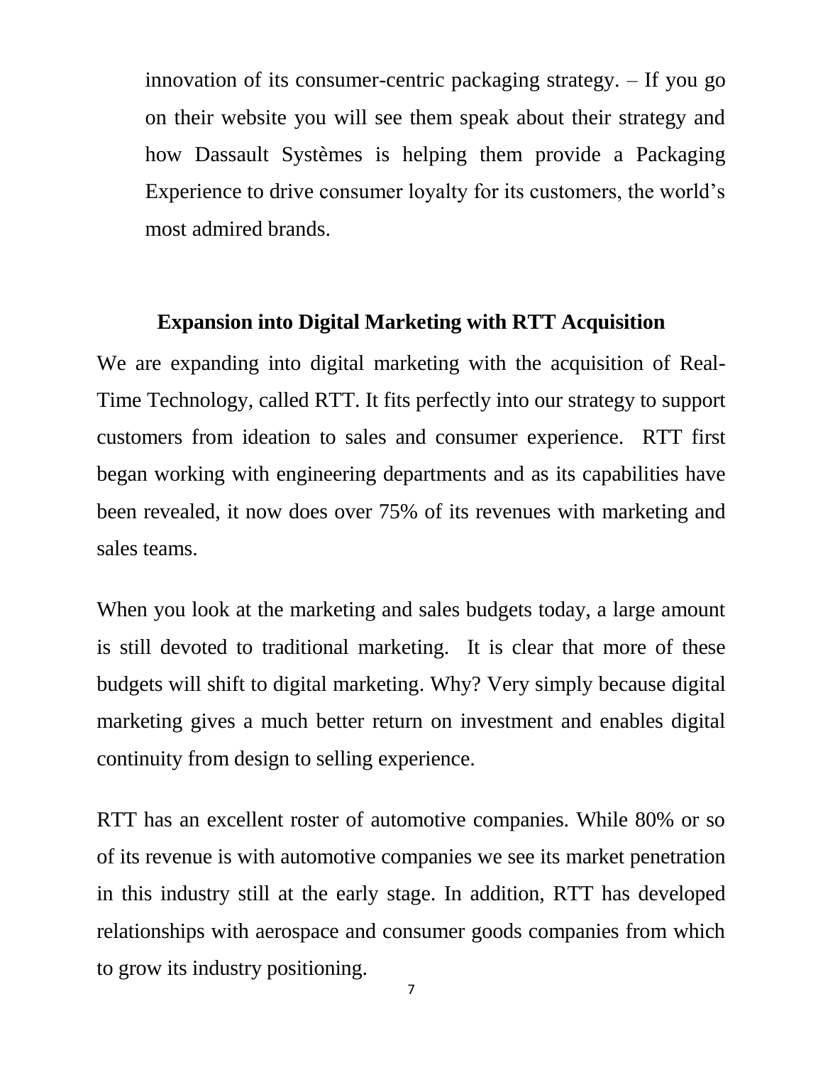innovation of its consumer-centric packaging strategy. – If you go on their website you will see them speak about their strategy and how Dassault Systèmes is helping them provide a Packaging Experience to drive consumer loyalty for its customers, the world's most admired brands.

## Expansion into Digital Marketing with RTT Acquisition

We are expanding into digital marketing with the acquisition of Real-Time Technology, called RTT. It fits perfectly into our strategy to support customers from ideation to sales and consumer experience. RTT first began working with engineering departments and as its capabilities have been revealed, it now does over 75% of its revenues with marketing and sales teams.

When you look at the marketing and sales budgets today, a large amount is still devoted to traditional marketing. It is clear that more of these budgets will shift to digital marketing. Why? Very simply because digital marketing gives a much better return on investment and enables digital continuity from design to selling experience.

RTT has an excellent roster of automotive companies. While 80% or so of its revenue is with automotive companies we see its market penetration in this industry still at the early stage. In addition, RTT has developed relationships with aerospace and consumer goods companies from which to grow its industry positioning.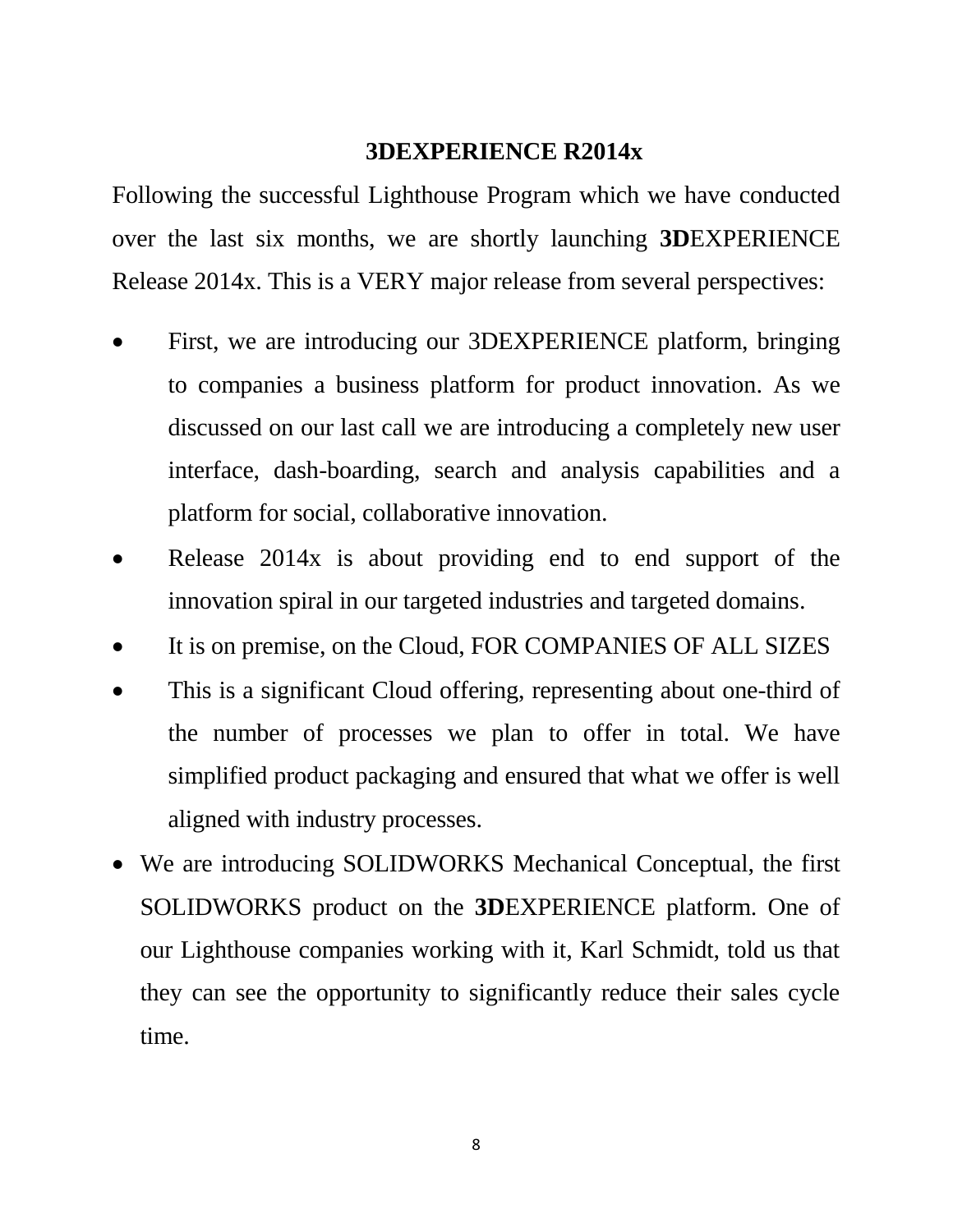# 3DEXPERIENCE R2014x

Following the successful Lighthouse Program which we have conducted over the last six months, we are shortly launching **3D**EXPERIENCE Release 2014x. This is a VERY major release from several perspectives:

- First, we are introducing our 3DEXPERIENCE platform, bringing to companies a business platform for product innovation. As we discussed on our last call we are introducing a completely new user interface, dash-boarding, search and analysis capabilities and a platform for social, collaborative innovation.
- Release 2014x is about providing end to end support of the innovation spiral in our targeted industries and targeted domains.
- It is on premise, on the Cloud, FOR COMPANIES OF ALL SIZES
- This is a significant Cloud offering, representing about one-third of the number of processes we plan to offer in total. We have simplified product packaging and ensured that what we offer is well aligned with industry processes.
- We are introducing SOLIDWORKS Mechanical Conceptual, the first SOLIDWORKS product on the **3D**EXPERIENCE platform. One of our Lighthouse companies working with it, Karl Schmidt, told us that they can see the opportunity to significantly reduce their sales cycle time.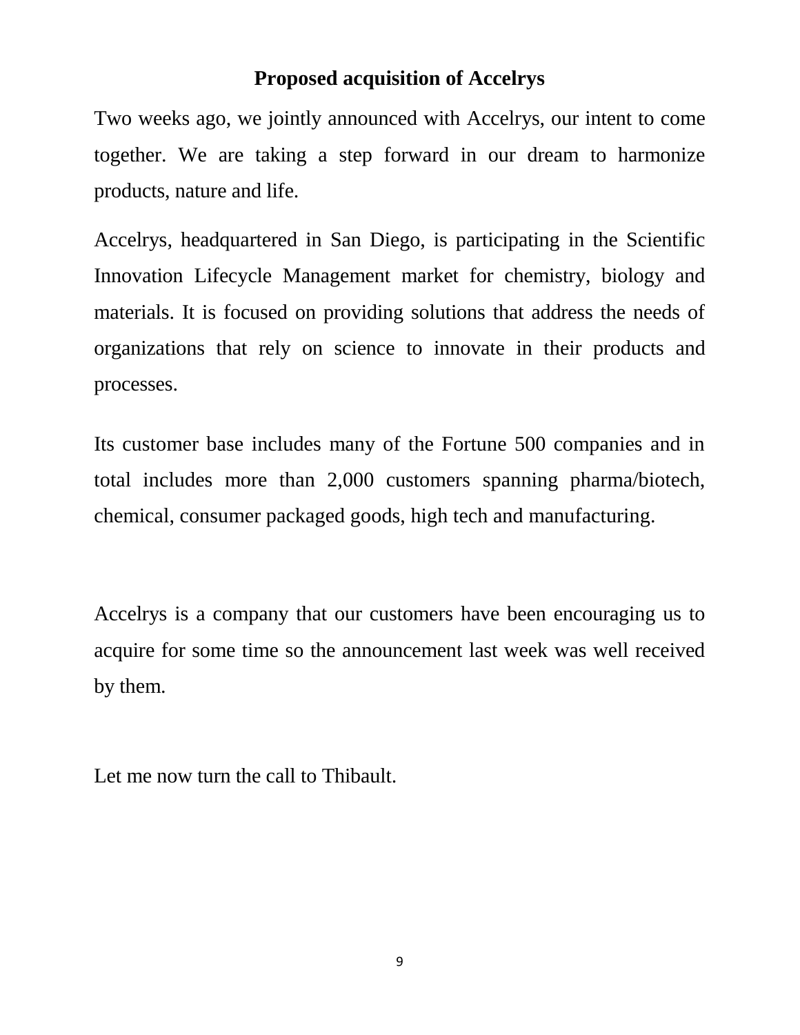## Proposed acquisition of Accelrys

Two weeks ago, we jointly announced with Accelrys, our intent to come together. We are taking a step forward in our dream to harmonize products, nature and life.

Accelrys, headquartered in San Diego, is participating in the Scientific Innovation Lifecycle Management market for chemistry, biology and materials. It is focused on providing solutions that address the needs of organizations that rely on science to innovate in their products and processes.

Its customer base includes many of the Fortune 500 companies and in total includes more than 2,000 customers spanning pharma/biotech, chemical, consumer packaged goods, high tech and manufacturing.

Accelrys is a company that our customers have been encouraging us to acquire for some time so the announcement last week was well received by them.

Let me now turn the call to Thibault.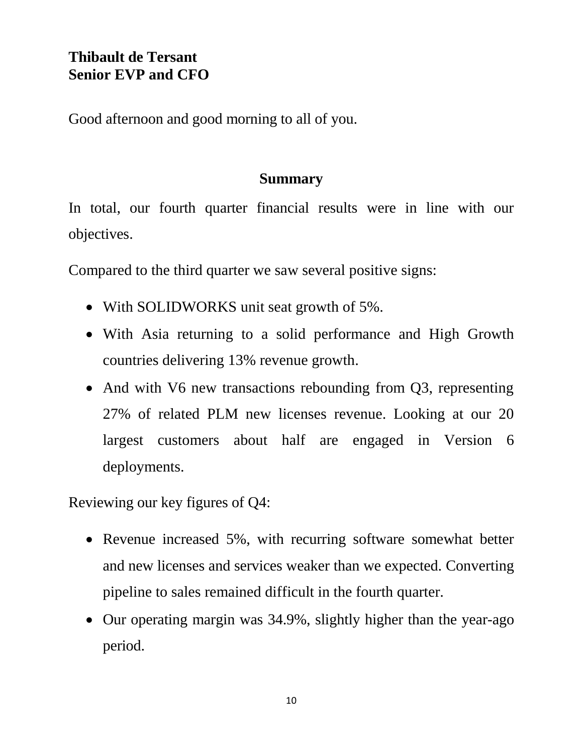**Thibault de Tersant**
**Senior EVP and CFO**

Good afternoon and good morning to all of you.

## Summary

In total, our fourth quarter financial results were in line with our objectives.

Compared to the third quarter we saw several positive signs:

- With SOLIDWORKS unit seat growth of 5%.
- With Asia returning to a solid performance and High Growth countries delivering 13% revenue growth.
- And with V6 new transactions rebounding from Q3, representing 27% of related PLM new licenses revenue. Looking at our 20 largest customers about half are engaged in Version 6 deployments.

Reviewing our key figures of Q4:

- Revenue increased 5%, with recurring software somewhat better and new licenses and services weaker than we expected. Converting pipeline to sales remained difficult in the fourth quarter.
- Our operating margin was 34.9%, slightly higher than the year-ago period.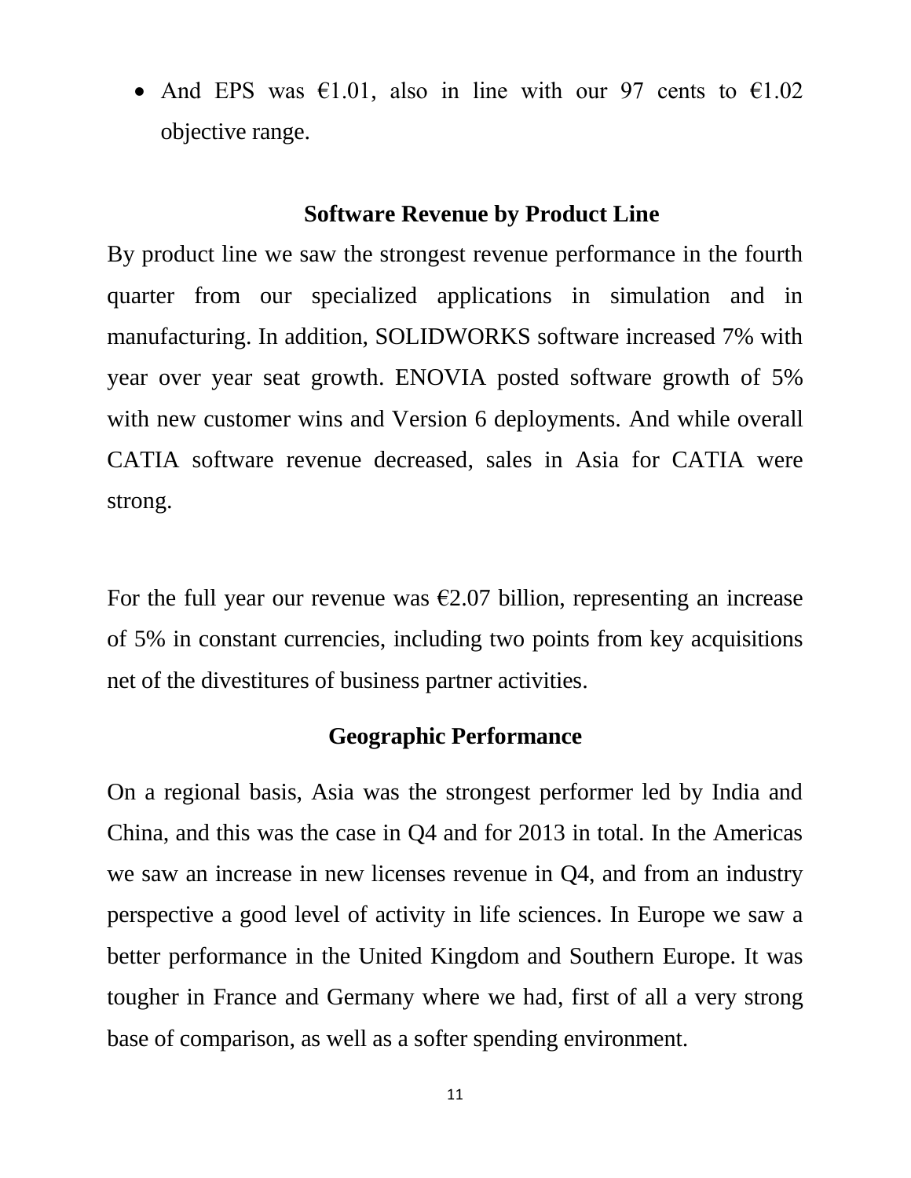- And EPS was €1.01, also in line with our 97 cents to €1.02 objective range.

## Software Revenue by Product Line

By product line we saw the strongest revenue performance in the fourth quarter from our specialized applications in simulation and in manufacturing. In addition, SOLIDWORKS software increased 7% with year over year seat growth. ENOVIA posted software growth of 5% with new customer wins and Version 6 deployments. And while overall CATIA software revenue decreased, sales in Asia for CATIA were strong.

For the full year our revenue was €2.07 billion, representing an increase of 5% in constant currencies, including two points from key acquisitions net of the divestitures of business partner activities.

## Geographic Performance

On a regional basis, Asia was the strongest performer led by India and China, and this was the case in Q4 and for 2013 in total. In the Americas we saw an increase in new licenses revenue in Q4, and from an industry perspective a good level of activity in life sciences. In Europe we saw a better performance in the United Kingdom and Southern Europe. It was tougher in France and Germany where we had, first of all a very strong base of comparison, as well as a softer spending environment.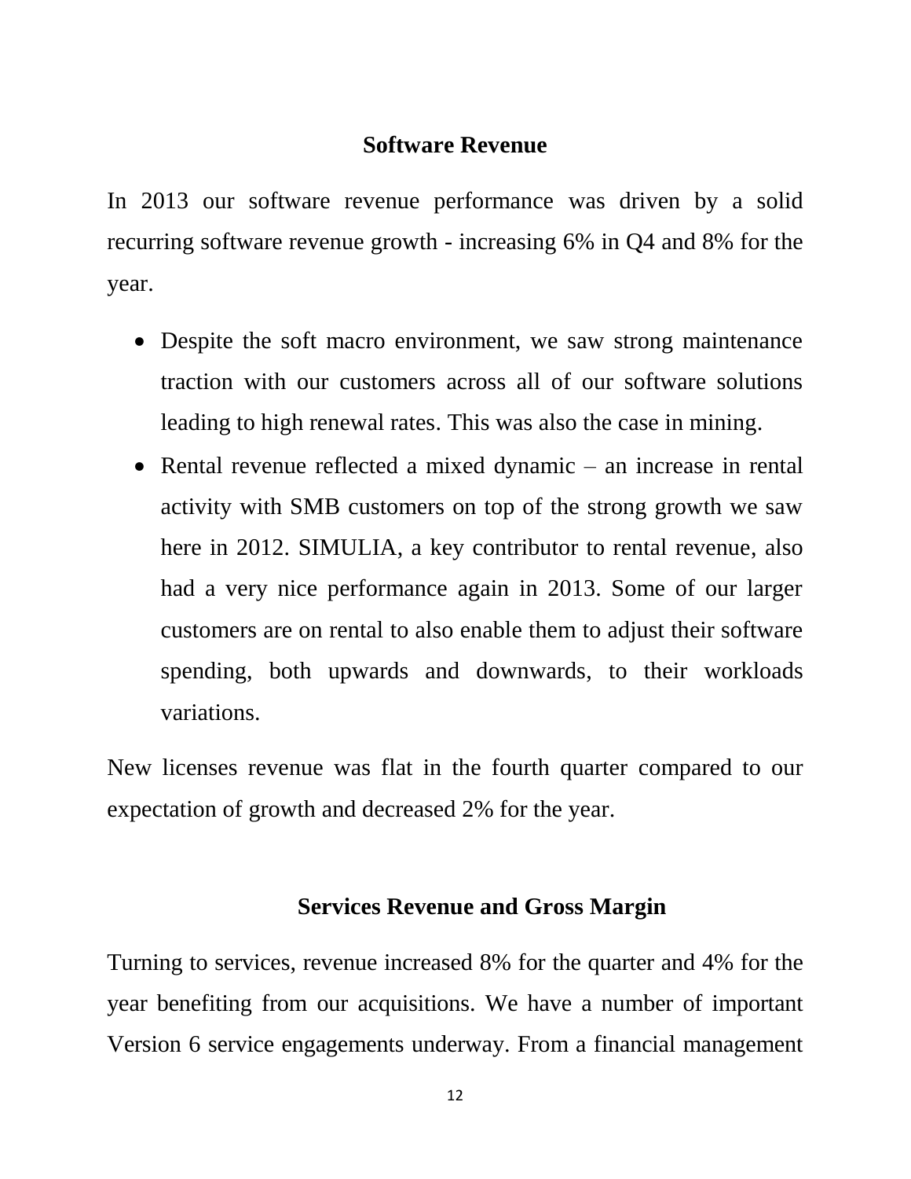## Software Revenue

In 2013 our software revenue performance was driven by a solid recurring software revenue growth - increasing 6% in Q4 and 8% for the year.

- Despite the soft macro environment, we saw strong maintenance traction with our customers across all of our software solutions leading to high renewal rates. This was also the case in mining.
- Rental revenue reflected a mixed dynamic – an increase in rental activity with SMB customers on top of the strong growth we saw here in 2012. SIMULIA, a key contributor to rental revenue, also had a very nice performance again in 2013. Some of our larger customers are on rental to also enable them to adjust their software spending, both upwards and downwards, to their workloads variations.

New licenses revenue was flat in the fourth quarter compared to our expectation of growth and decreased 2% for the year.

## Services Revenue and Gross Margin

Turning to services, revenue increased 8% for the quarter and 4% for the year benefiting from our acquisitions. We have a number of important Version 6 service engagements underway. From a financial management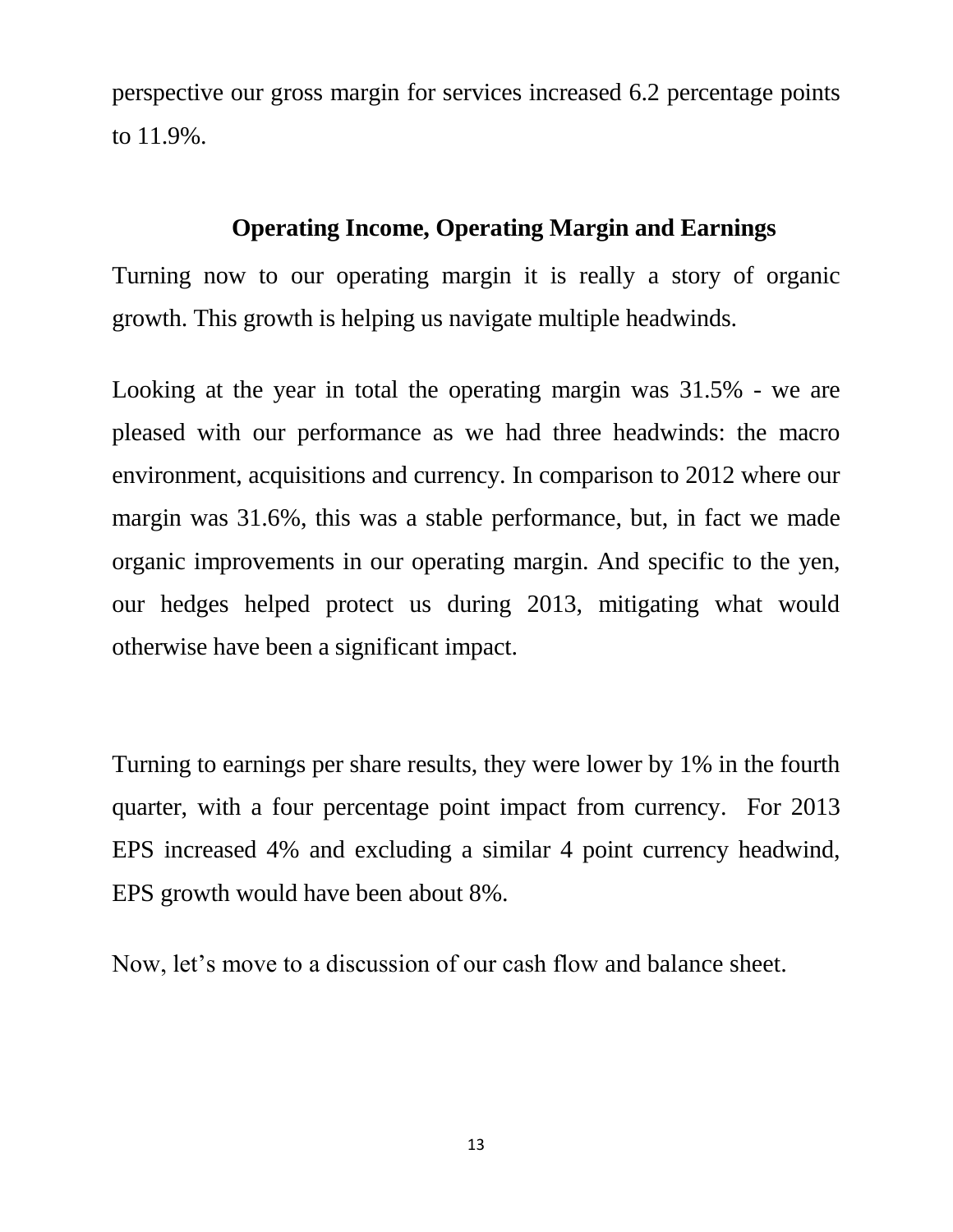perspective our gross margin for services increased 6.2 percentage points to 11.9%.

## Operating Income, Operating Margin and Earnings

Turning now to our operating margin it is really a story of organic growth. This growth is helping us navigate multiple headwinds.

Looking at the year in total the operating margin was 31.5% - we are pleased with our performance as we had three headwinds: the macro environment, acquisitions and currency. In comparison to 2012 where our margin was 31.6%, this was a stable performance, but, in fact we made organic improvements in our operating margin. And specific to the yen, our hedges helped protect us during 2013, mitigating what would otherwise have been a significant impact.

Turning to earnings per share results, they were lower by 1% in the fourth quarter, with a four percentage point impact from currency. For 2013 EPS increased 4% and excluding a similar 4 point currency headwind, EPS growth would have been about 8%.

Now, let's move to a discussion of our cash flow and balance sheet.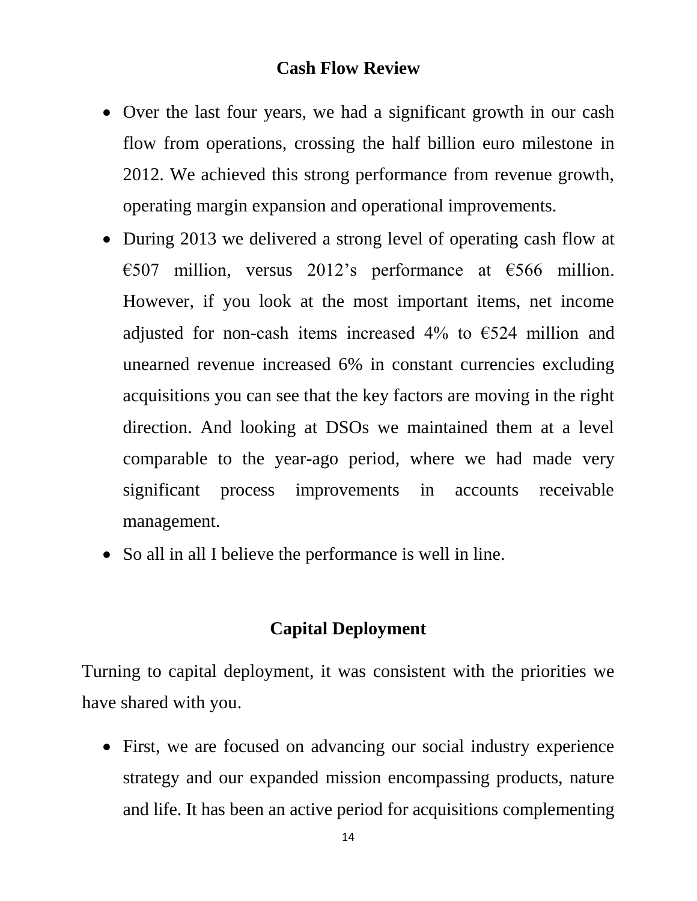## Cash Flow Review

- Over the last four years, we had a significant growth in our cash flow from operations, crossing the half billion euro milestone in 2012. We achieved this strong performance from revenue growth, operating margin expansion and operational improvements.
- During 2013 we delivered a strong level of operating cash flow at €507 million, versus 2012's performance at €566 million. However, if you look at the most important items, net income adjusted for non-cash items increased 4% to €524 million and unearned revenue increased 6% in constant currencies excluding acquisitions you can see that the key factors are moving in the right direction. And looking at DSOs we maintained them at a level comparable to the year-ago period, where we had made very significant process improvements in accounts receivable management.
- So all in all I believe the performance is well in line.

## Capital Deployment

Turning to capital deployment, it was consistent with the priorities we have shared with you.

- First, we are focused on advancing our social industry experience strategy and our expanded mission encompassing products, nature and life. It has been an active period for acquisitions complementing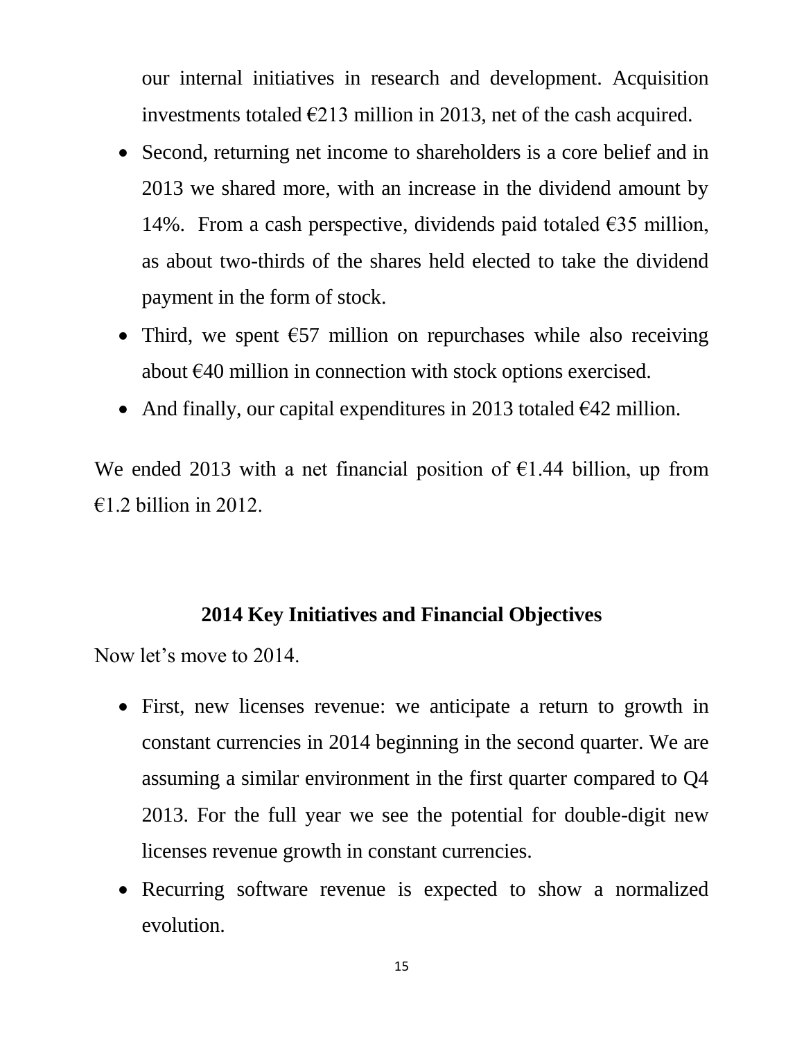our internal initiatives in research and development. Acquisition investments totaled €213 million in 2013, net of the cash acquired.

- Second, returning net income to shareholders is a core belief and in 2013 we shared more, with an increase in the dividend amount by 14%. From a cash perspective, dividends paid totaled €35 million, as about two-thirds of the shares held elected to take the dividend payment in the form of stock.
- Third, we spent €57 million on repurchases while also receiving about €40 million in connection with stock options exercised.
- And finally, our capital expenditures in 2013 totaled €42 million.

We ended 2013 with a net financial position of €1.44 billion, up from €1.2 billion in 2012.

## 2014 Key Initiatives and Financial Objectives

Now let's move to 2014.

- First, new licenses revenue: we anticipate a return to growth in constant currencies in 2014 beginning in the second quarter. We are assuming a similar environment in the first quarter compared to Q4 2013. For the full year we see the potential for double-digit new licenses revenue growth in constant currencies.
- Recurring software revenue is expected to show a normalized evolution.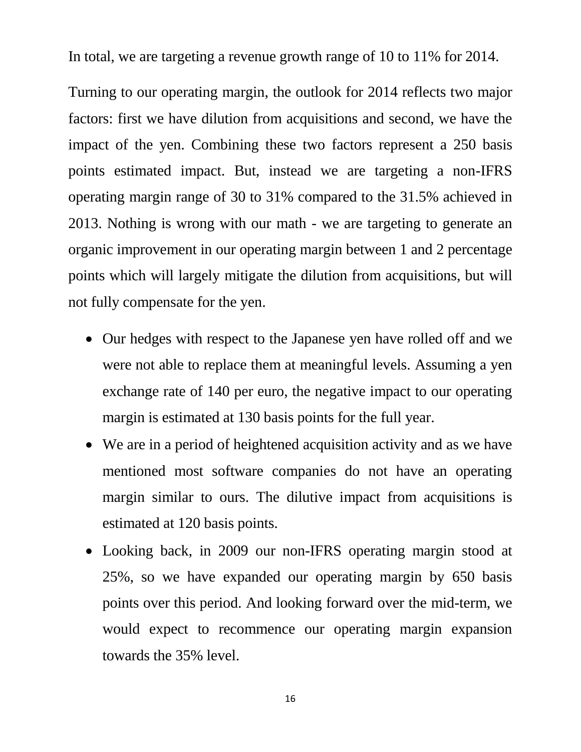In total, we are targeting a revenue growth range of 10 to 11% for 2014.

Turning to our operating margin, the outlook for 2014 reflects two major factors: first we have dilution from acquisitions and second, we have the impact of the yen. Combining these two factors represent a 250 basis points estimated impact. But, instead we are targeting a non-IFRS operating margin range of 30 to 31% compared to the 31.5% achieved in 2013. Nothing is wrong with our math - we are targeting to generate an organic improvement in our operating margin between 1 and 2 percentage points which will largely mitigate the dilution from acquisitions, but will not fully compensate for the yen.

- Our hedges with respect to the Japanese yen have rolled off and we were not able to replace them at meaningful levels. Assuming a yen exchange rate of 140 per euro, the negative impact to our operating margin is estimated at 130 basis points for the full year.
- We are in a period of heightened acquisition activity and as we have mentioned most software companies do not have an operating margin similar to ours. The dilutive impact from acquisitions is estimated at 120 basis points.
- Looking back, in 2009 our non-IFRS operating margin stood at 25%, so we have expanded our operating margin by 650 basis points over this period. And looking forward over the mid-term, we would expect to recommence our operating margin expansion towards the 35% level.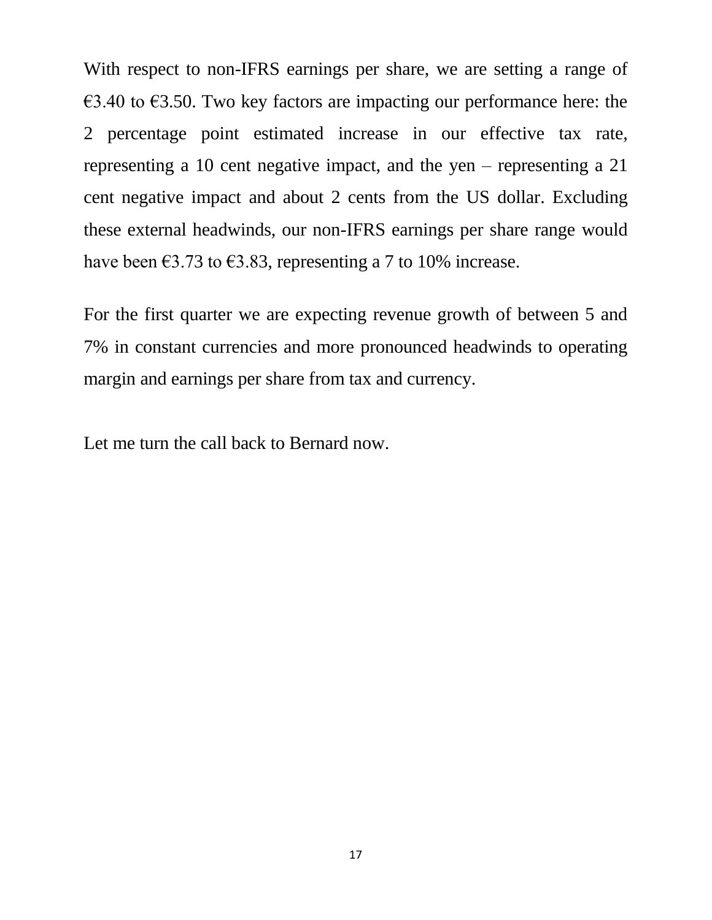With respect to non-IFRS earnings per share, we are setting a range of €3.40 to €3.50. Two key factors are impacting our performance here: the 2 percentage point estimated increase in our effective tax rate, representing a 10 cent negative impact, and the yen – representing a 21 cent negative impact and about 2 cents from the US dollar. Excluding these external headwinds, our non-IFRS earnings per share range would have been €3.73 to €3.83, representing a 7 to 10% increase.

For the first quarter we are expecting revenue growth of between 5 and 7% in constant currencies and more pronounced headwinds to operating margin and earnings per share from tax and currency.

Let me turn the call back to Bernard now.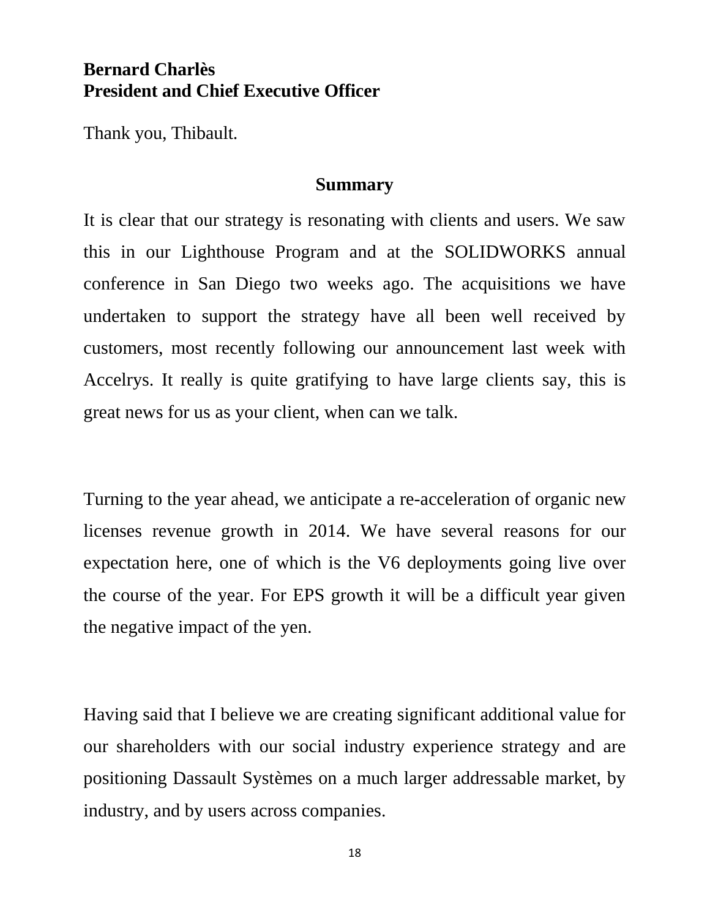**Bernard Charlès**
**President and Chief Executive Officer**

Thank you, Thibault.

## Summary

It is clear that our strategy is resonating with clients and users. We saw this in our Lighthouse Program and at the SOLIDWORKS annual conference in San Diego two weeks ago. The acquisitions we have undertaken to support the strategy have all been well received by customers, most recently following our announcement last week with Accelrys. It really is quite gratifying to have large clients say, this is great news for us as your client, when can we talk.

Turning to the year ahead, we anticipate a re-acceleration of organic new licenses revenue growth in 2014. We have several reasons for our expectation here, one of which is the V6 deployments going live over the course of the year. For EPS growth it will be a difficult year given the negative impact of the yen.

Having said that I believe we are creating significant additional value for our shareholders with our social industry experience strategy and are positioning Dassault Systèmes on a much larger addressable market, by industry, and by users across companies.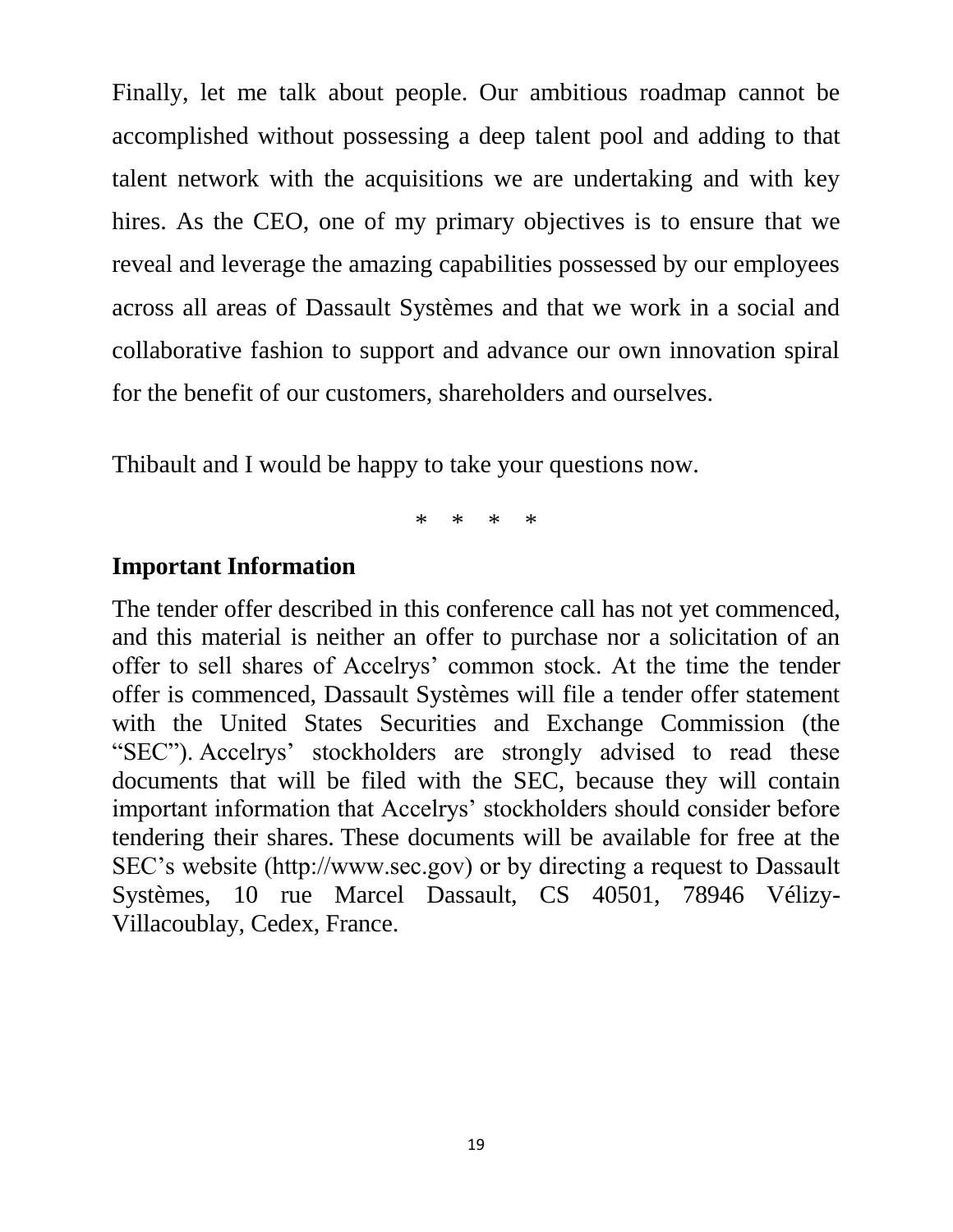Finally, let me talk about people. Our ambitious roadmap cannot be accomplished without possessing a deep talent pool and adding to that talent network with the acquisitions we are undertaking and with key hires. As the CEO, one of my primary objectives is to ensure that we reveal and leverage the amazing capabilities possessed by our employees across all areas of Dassault Systèmes and that we work in a social and collaborative fashion to support and advance our own innovation spiral for the benefit of our customers, shareholders and ourselves.

Thibault and I would be happy to take your questions now.

\* \* \* \*

## Important Information

The tender offer described in this conference call has not yet commenced, and this material is neither an offer to purchase nor a solicitation of an offer to sell shares of Accelrys' common stock. At the time the tender offer is commenced, Dassault Systèmes will file a tender offer statement with the United States Securities and Exchange Commission (the "SEC"). Accelrys' stockholders are strongly advised to read these documents that will be filed with the SEC, because they will contain important information that Accelrys' stockholders should consider before tendering their shares. These documents will be available for free at the SEC's website (http://www.sec.gov) or by directing a request to Dassault Systèmes, 10 rue Marcel Dassault, CS 40501, 78946 Vélizy-Villacoublay, Cedex, France.